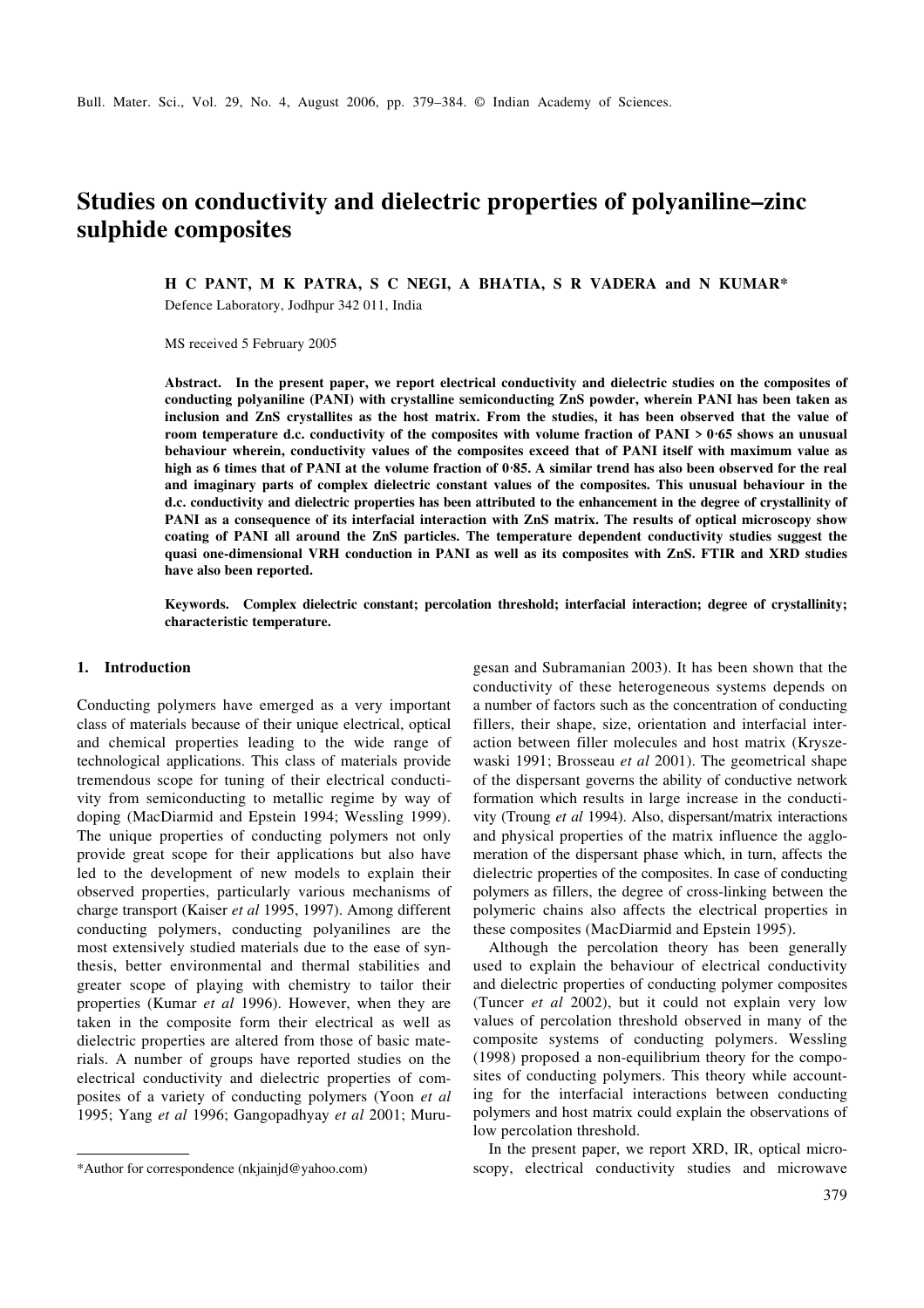# Studies on conductivity and dielectric properties of polyaniline–zinc sulphide composites

**H C PANT, M K PATRA, S C NEGI, A BHATIA, S R VADERA and N KUMAR***

Defence Laboratory, Jodhpur 342 011, India

MS received 5 February 2005

**Abstract. In the present paper, we report electrical conductivity and dielectric studies on the composites of conducting polyaniline (PANI) with crystalline semiconducting ZnS powder, wherein PANI has been taken as inclusion and ZnS crystallites as the host matrix. From the studies, it has been observed that the value of room temperature d.c. conductivity of the composites with volume fraction of PANI > 0·65 shows an unusual behaviour wherein, conductivity values of the composites exceed that of PANI itself with maximum value as high as 6 times that of PANI at the volume fraction of 0·85. A similar trend has also been observed for the real and imaginary parts of complex dielectric constant values of the composites. This unusual behaviour in the d.c. conductivity and dielectric properties has been attributed to the enhancement in the degree of crystallinity of PANI as a consequence of its interfacial interaction with ZnS matrix. The results of optical microscopy show coating of PANI all around the ZnS particles. The temperature dependent conductivity studies suggest the quasi one-dimensional VRH conduction in PANI as well as its composites with ZnS. FTIR and XRD studies have also been reported.**

**Keywords. Complex dielectric constant; percolation threshold; interfacial interaction; degree of crystallinity; characteristic temperature.**

## 1. Introduction

Conducting polymers have emerged as a very important class of materials because of their unique electrical, optical and chemical properties leading to the wide range of technological applications. This class of materials provide tremendous scope for tuning of their electrical conductivity from semiconducting to metallic regime by way of doping (MacDiarmid and Epstein 1994; Wessling 1999). The unique properties of conducting polymers not only provide great scope for their applications but also have led to the development of new models to explain their observed properties, particularly various mechanisms of charge transport (Kaiser *et al* 1995, 1997). Among different conducting polymers, conducting polyanilines are the most extensively studied materials due to the ease of synthesis, better environmental and thermal stabilities and greater scope of playing with chemistry to tailor their properties (Kumar *et al* 1996). However, when they are taken in the composite form their electrical as well as dielectric properties are altered from those of basic materials. A number of groups have reported studies on the electrical conductivity and dielectric properties of composites of a variety of conducting polymers (Yoon *et al* 1995; Yang *et al* 1996; Gangopadhyay *et al* 2001; Murugesan and Subramanian 2003). It has been shown that the conductivity of these heterogeneous systems depends on a number of factors such as the concentration of conducting fillers, their shape, size, orientation and interfacial interaction between filler molecules and host matrix (Kryszewaski 1991; Brosseau *et al* 2001). The geometrical shape of the dispersant governs the ability of conductive network formation which results in large increase in the conductivity (Troung *et al* 1994). Also, dispersant/matrix interactions and physical properties of the matrix influence the agglomeration of the dispersant phase which, in turn, affects the dielectric properties of the composites. In case of conducting polymers as fillers, the degree of cross-linking between the polymeric chains also affects the electrical properties in these composites (MacDiarmid and Epstein 1995).

Although the percolation theory has been generally used to explain the behaviour of electrical conductivity and dielectric properties of conducting polymer composites (Tuncer *et al* 2002), but it could not explain very low values of percolation threshold observed in many of the composite systems of conducting polymers. Wessling (1998) proposed a non-equilibrium theory for the composites of conducting polymers. This theory while accounting for the interfacial interactions between conducting polymers and host matrix could explain the observations of low percolation threshold.

In the present paper, we report XRD, IR, optical microscopy, electrical conductivity studies and microwave

*Author for correspondence (nkjainjd@yahoo.com)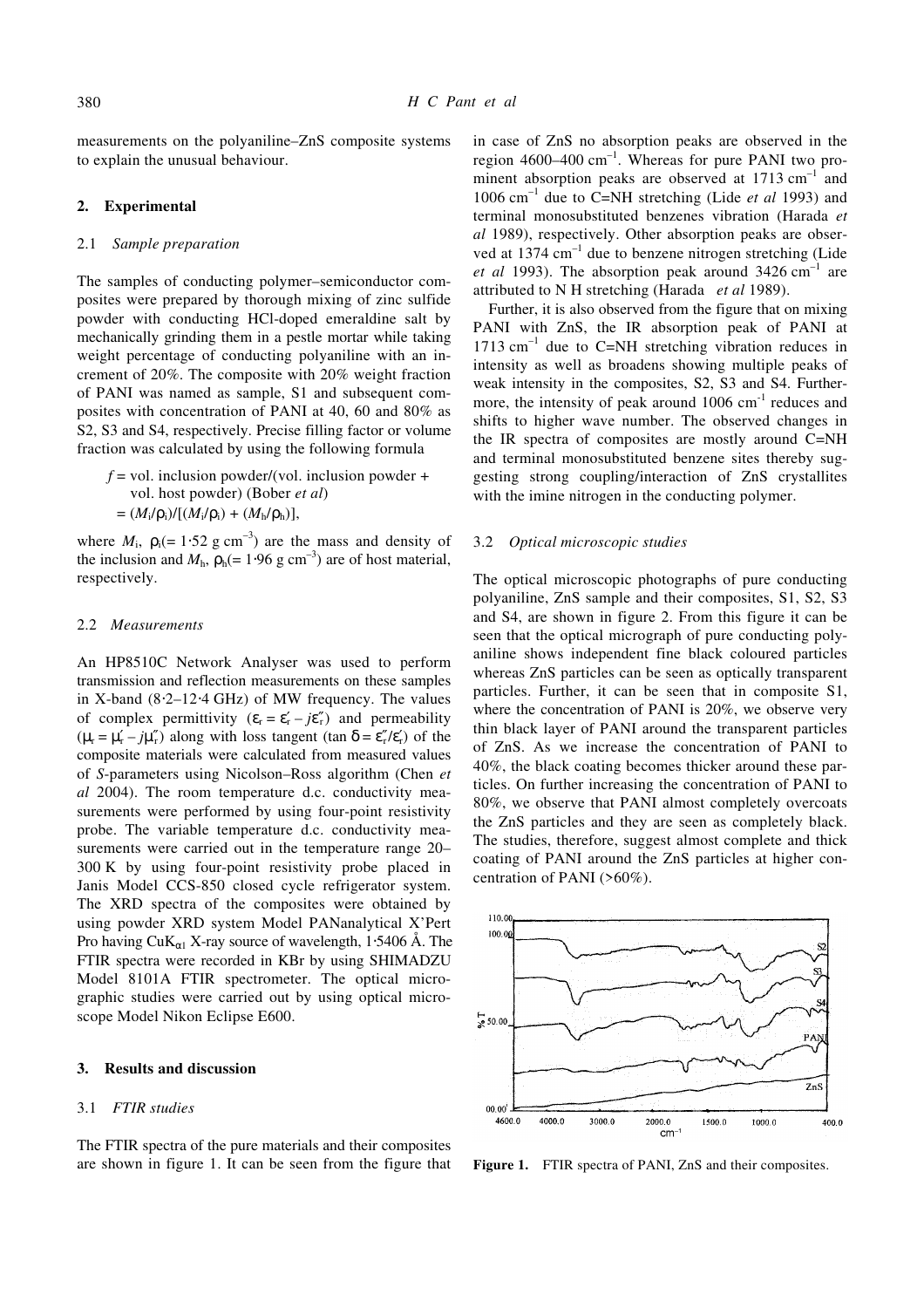measurements on the polyaniline–ZnS composite systems to explain the unusual behaviour.

## 2. Experimental

### 2.1 *Sample preparation*

The samples of conducting polymer–semiconductor composites were prepared by thorough mixing of zinc sulfide powder with conducting HCl-doped emeraldine salt by mechanically grinding them in a pestle mortar while taking weight percentage of conducting polyaniline with an increment of 20%. The composite with 20% weight fraction of PANI was named as sample, S1 and subsequent composites with concentration of PANI at 40, 60 and 80% as S2, S3 and S4, respectively. Precise filling factor or volume fraction was calculated by using the following formula

$f$ = vol. inclusion powder/(vol. inclusion powder + vol. host powder) (Bober *et al*)

$= (M_i/\rho_i)/[(M_i/\rho_i) + (M_h/\rho_h)]$,

where $M_i$, $\rho_i$(= 1·52 g cm$^{-3}$) are the mass and density of the inclusion and $M_h$, $\rho_h$(= 1·96 g cm$^{-3}$) are of host material, respectively.

### 2.2 *Measurements*

An HP8510C Network Analyser was used to perform transmission and reflection measurements on these samples in X-band (8·2–12·4 GHz) of MW frequency. The values of complex permittivity ($\varepsilon_r = \varepsilon_r' - j\varepsilon_r''$) and permeability ($\mu_r = \mu_r' - j\mu_r''$) along with loss tangent ($\tan\delta = \varepsilon_r''/\varepsilon_r'$) of the composite materials were calculated from measured values of *S*-parameters using Nicolson–Ross algorithm (Chen *et al* 2004). The room temperature d.c. conductivity measurements were performed by using four-point resistivity probe. The variable temperature d.c. conductivity measurements were carried out in the temperature range 20–300 K by using four-point resistivity probe placed in Janis Model CCS-850 closed cycle refrigerator system. The XRD spectra of the composites were obtained by using powder XRD system Model PANanalytical X'Pert Pro having $CuK_{\alpha 1}$ X-ray source of wavelength, 1·5406 Å. The FTIR spectra were recorded in KBr by using SHIMADZU Model 8101A FTIR spectrometer. The optical micrographic studies were carried out by using optical microscope Model Nikon Eclipse E600.

## 3. Results and discussion

### 3.1 *FTIR studies*

The FTIR spectra of the pure materials and their composites are shown in figure 1. It can be seen from the figure that in case of ZnS no absorption peaks are observed in the region 4600–400 cm$^{-1}$. Whereas for pure PANI two prominent absorption peaks are observed at 1713 cm$^{-1}$ and 1006 cm$^{-1}$ due to C=NH stretching (Lide *et al* 1993) and terminal monosubstituted benzenes vibration (Harada *et al* 1989), respectively. Other absorption peaks are observed at 1374 cm$^{-1}$ due to benzene nitrogen stretching (Lide *et al* 1993). The absorption peak around 3426 cm$^{-1}$ are attributed to N H stretching (Harada *et al* 1989).

Further, it is also observed from the figure that on mixing PANI with ZnS, the IR absorption peak of PANI at 1713 cm$^{-1}$ due to C=NH stretching vibration reduces in intensity as well as broadens showing multiple peaks of weak intensity in the composites, S2, S3 and S4. Furthermore, the intensity of peak around 1006 cm$^{-1}$ reduces and shifts to higher wave number. The observed changes in the IR spectra of composites are mostly around C=NH and terminal monosubstituted benzene sites thereby suggesting strong coupling/interaction of ZnS crystallites with the imine nitrogen in the conducting polymer.

### 3.2 *Optical microscopic studies*

The optical microscopic photographs of pure conducting polyaniline, ZnS sample and their composites, S1, S2, S3 and S4, are shown in figure 2. From this figure it can be seen that the optical micrograph of pure conducting polyaniline shows independent fine black coloured particles whereas ZnS particles can be seen as optically transparent particles. Further, it can be seen that in composite S1, where the concentration of PANI is 20%, we observe very thin black layer of PANI around the transparent particles of ZnS. As we increase the concentration of PANI to 40%, the black coating becomes thicker around these particles. On further increasing the concentration of PANI to 80%, we observe that PANI almost completely overcoats the ZnS particles and they are seen as completely black. The studies, therefore, suggest almost complete and thick coating of PANI around the ZnS particles at higher concentration of PANI (>60%).

**Figure 1.** FTIR spectra of PANI, ZnS and their composites.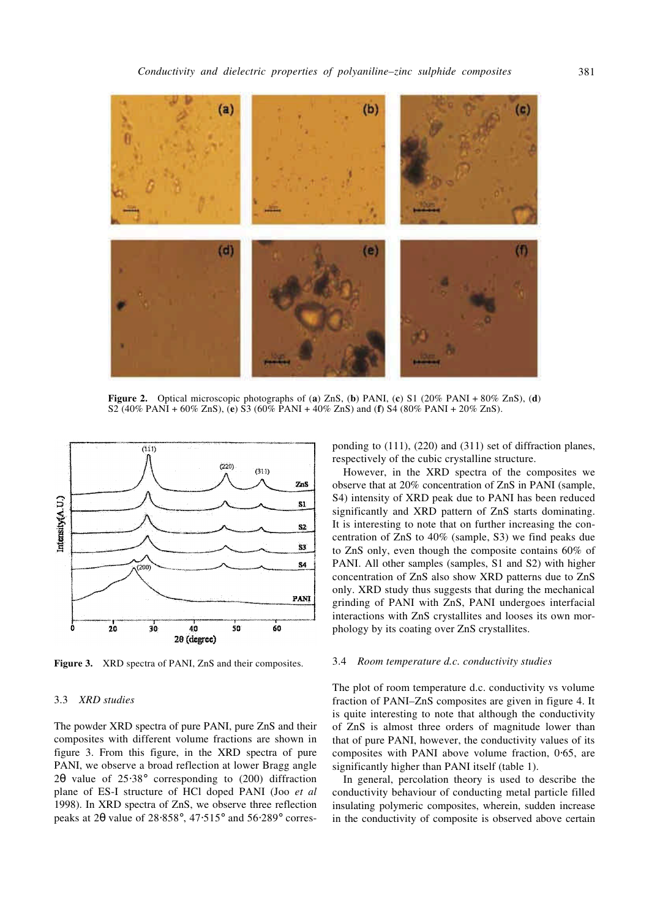**Figure 2.** Optical microscopic photographs of (**a**) ZnS, (**b**) PANI, (**c**) S1 (20% PANI + 80% ZnS), (**d**) S2 (40% PANI + 60% ZnS), (**e**) S3 (60% PANI + 40% ZnS) and (**f**) S4 (80% PANI + 20% ZnS).

**Figure 3.** XRD spectra of PANI, ZnS and their composites.

### 3.3 *XRD studies*

The powder XRD spectra of pure PANI, pure ZnS and their composites with different volume fractions are shown in figure 3. From this figure, in the XRD spectra of pure PANI, we observe a broad reflection at lower Bragg angle $2\theta$ value of 25·38° corresponding to (200) diffraction plane of ES-I structure of HCl doped PANI (Joo *et al* 1998). In XRD spectra of ZnS, we observe three reflection peaks at $2\theta$ value of 28·858°, 47·515° and 56·289° corresponding to (111), (220) and (311) set of diffraction planes, respectively of the cubic crystalline structure.

However, in the XRD spectra of the composites we observe that at 20% concentration of ZnS in PANI (sample, S4) intensity of XRD peak due to PANI has been reduced significantly and XRD pattern of ZnS starts dominating. It is interesting to note that on further increasing the concentration of ZnS to 40% (sample, S3) we find peaks due to ZnS only, even though the composite contains 60% of PANI. All other samples (samples, S1 and S2) with higher concentration of ZnS also show XRD patterns due to ZnS only. XRD study thus suggests that during the mechanical grinding of PANI with ZnS, PANI undergoes interfacial interactions with ZnS crystallites and looses its own morphology by its coating over ZnS crystallites.

### 3.4 *Room temperature d.c. conductivity studies*

The plot of room temperature d.c. conductivity vs volume fraction of PANI–ZnS composites are given in figure 4. It is quite interesting to note that although the conductivity of ZnS is almost three orders of magnitude lower than that of pure PANI, however, the conductivity values of its composites with PANI above volume fraction, 0·65, are significantly higher than PANI itself (table 1).

In general, percolation theory is used to describe the conductivity behaviour of conducting metal particle filled insulating polymeric composites, wherein, sudden increase in the conductivity of composite is observed above certain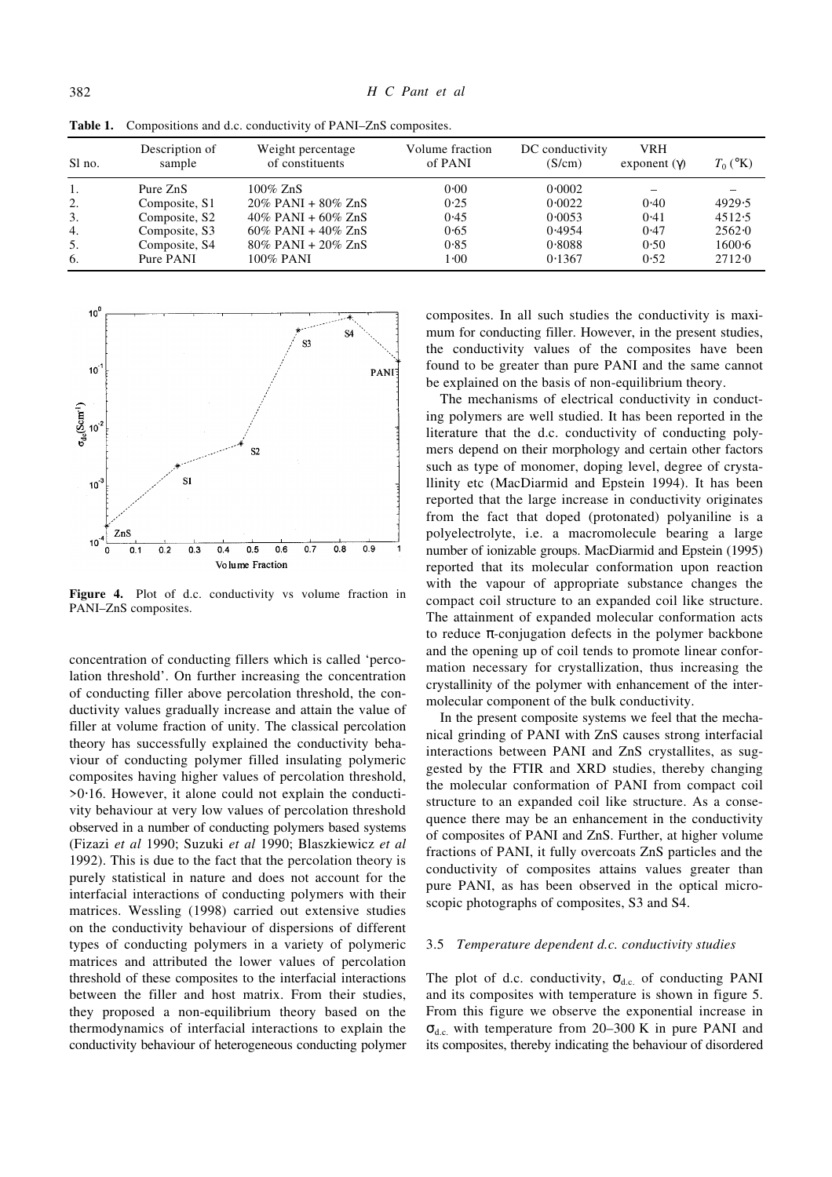**Table 1.** Compositions and d.c. conductivity of PANI–ZnS composites.

| Sl no. | Description of sample | Weight percentage of constituents | Volume fraction of PANI | DC conductivity (S/cm) | VRH exponent ($\gamma$) | $T_0$ (°K) |
|---|---|---|---|---|---|---|
| 1. | Pure ZnS | 100% ZnS | 0·00 | 0·0002 | – | – |
| 2. | Composite, S1 | 20% PANI + 80% ZnS | 0·25 | 0·0022 | 0·40 | 4929·5 |
| 3. | Composite, S2 | 40% PANI + 60% ZnS | 0·45 | 0·0053 | 0·41 | 4512·5 |
| 4. | Composite, S3 | 60% PANI + 40% ZnS | 0·65 | 0·4954 | 0·47 | 2562·0 |
| 5. | Composite, S4 | 80% PANI + 20% ZnS | 0·85 | 0·8088 | 0·50 | 1600·6 |
| 6. | Pure PANI | 100% PANI | 1·00 | 0·1367 | 0·52 | 2712·0 |

$10^0$
$10^{-1}$
$10^{-2}$
$10^{-3}$
$10^{-4}$
$\sigma_{dc}$(Scm$^{-1}$)
ZnS
S1
S2
S3
S4
PANI
0 0.1 0.2 0.3 0.4 0.5 0.6 0.7 0.8 0.9 1
Volume Fraction

**Figure 4.** Plot of d.c. conductivity vs volume fraction in PANI–ZnS composites.

concentration of conducting fillers which is called 'percolation threshold'. On further increasing the concentration of conducting filler above percolation threshold, the conductivity values gradually increase and attain the value of filler at volume fraction of unity. The classical percolation theory has successfully explained the conductivity behaviour of conducting polymer filled insulating polymeric composites having higher values of percolation threshold, >0·16. However, it alone could not explain the conductivity behaviour at very low values of percolation threshold observed in a number of conducting polymers based systems (Fizazi *et al* 1990; Suzuki *et al* 1990; Blaszkiewicz *et al* 1992). This is due to the fact that the percolation theory is purely statistical in nature and does not account for the interfacial interactions of conducting polymers with their matrices. Wessling (1998) carried out extensive studies on the conductivity behaviour of dispersions of different types of conducting polymers in a variety of polymeric matrices and attributed the lower values of percolation threshold of these composites to the interfacial interactions between the filler and host matrix. From their studies, they proposed a non-equilibrium theory based on the thermodynamics of interfacial interactions to explain the conductivity behaviour of heterogeneous conducting polymer composites. In all such studies the conductivity is maximum for conducting filler. However, in the present studies, the conductivity values of the composites have been found to be greater than pure PANI and the same cannot be explained on the basis of non-equilibrium theory.

The mechanisms of electrical conductivity in conducting polymers are well studied. It has been reported in the literature that the d.c. conductivity of conducting polymers depend on their morphology and certain other factors such as type of monomer, doping level, degree of crystallinity etc (MacDiarmid and Epstein 1994). It has been reported that the large increase in conductivity originates from the fact that doped (protonated) polyaniline is a polyelectrolyte, i.e. a macromolecule bearing a large number of ionizable groups. MacDiarmid and Epstein (1995) reported that its molecular conformation upon reaction with the vapour of appropriate substance changes the compact coil structure to an expanded coil like structure. The attainment of expanded molecular conformation acts to reduce $\pi$-conjugation defects in the polymer backbone and the opening up of coil tends to promote linear conformation necessary for crystallization, thus increasing the crystallinity of the polymer with enhancement of the intermolecular component of the bulk conductivity.

In the present composite systems we feel that the mechanical grinding of PANI with ZnS causes strong interfacial interactions between PANI and ZnS crystallites, as suggested by the FTIR and XRD studies, thereby changing the molecular conformation of PANI from compact coil structure to an expanded coil like structure. As a consequence there may be an enhancement in the conductivity of composites of PANI and ZnS. Further, at higher volume fractions of PANI, it fully overcoats ZnS particles and the conductivity of composites attains values greater than pure PANI, as has been observed in the optical microscopic photographs of composites, S3 and S4.

### 3.5 *Temperature dependent d.c. conductivity studies*

The plot of d.c. conductivity, $\sigma_{d.c.}$ of conducting PANI and its composites with temperature is shown in figure 5. From this figure we observe the exponential increase in $\sigma_{d.c.}$ with temperature from 20–300 K in pure PANI and its composites, thereby indicating the behaviour of disordered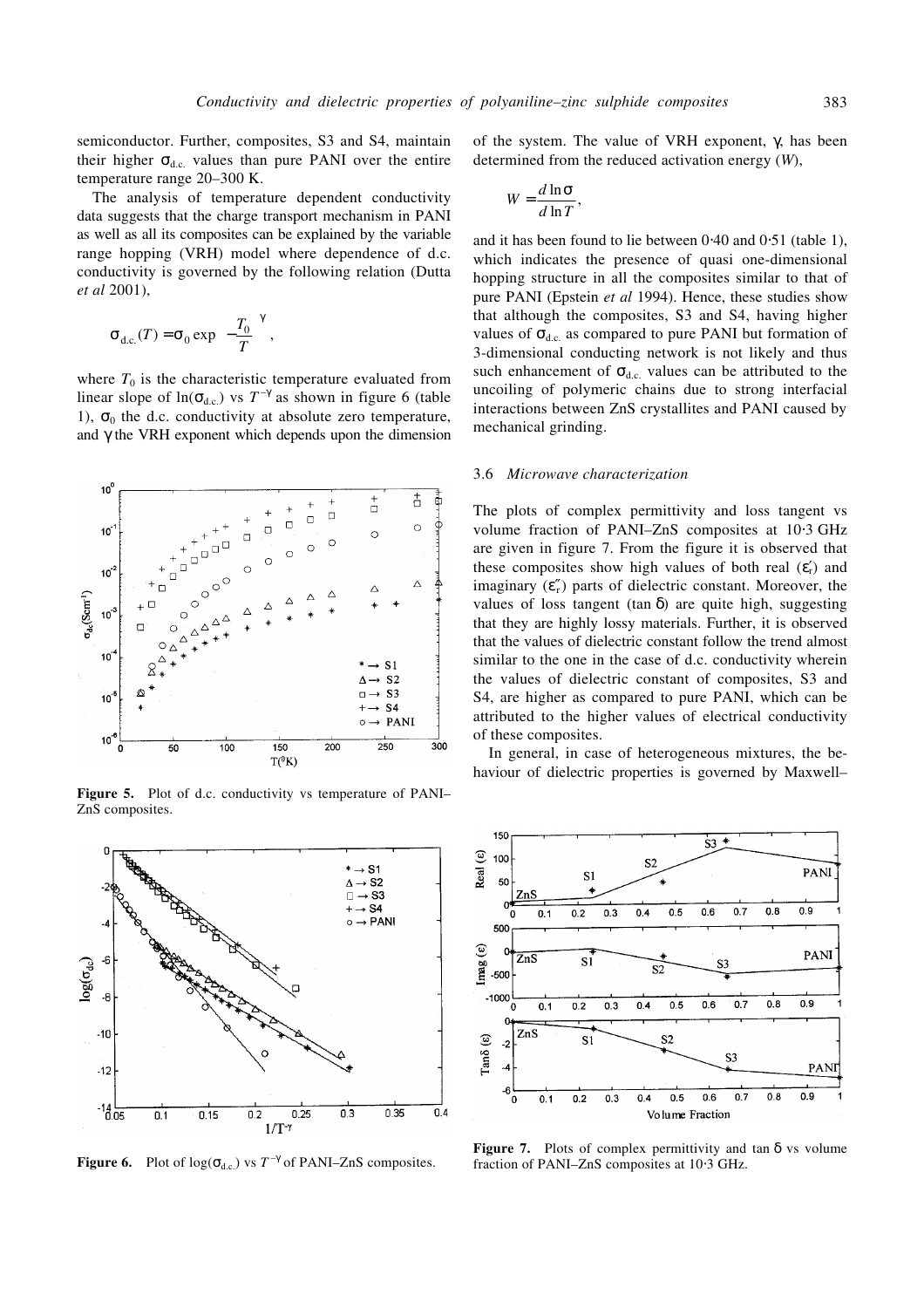semiconductor. Further, composites, S3 and S4, maintain their higher $\sigma_{d.c.}$ values than pure PANI over the entire temperature range 20–300 K.

The analysis of temperature dependent conductivity data suggests that the charge transport mechanism in PANI as well as all its composites can be explained by the variable range hopping (VRH) model where dependence of d.c. conductivity is governed by the following relation (Dutta *et al* 2001),

$$\sigma_{d.c.}(T) = \sigma_0 \exp\left(-\frac{T_0}{T}\right)^{\gamma},$$

where $T_0$ is the characteristic temperature evaluated from linear slope of $\ln(\sigma_{d.c.})$ vs $T^{-\gamma}$ as shown in figure 6 (table 1), $\sigma_0$ the d.c. conductivity at absolute zero temperature, and $\gamma$ the VRH exponent which depends upon the dimension of the system. The value of VRH exponent, $\gamma$, has been determined from the reduced activation energy ($W$),

$$W = \frac{d \ln \sigma}{d \ln T},$$

and it has been found to lie between 0·40 and 0·51 (table 1), which indicates the presence of quasi one-dimensional hopping structure in all the composites similar to that of pure PANI (Epstein *et al* 1994). Hence, these studies show that although the composites, S3 and S4, having higher values of $\sigma_{d.c.}$ as compared to pure PANI but formation of 3-dimensional conducting network is not likely and thus such enhancement of $\sigma_{d.c.}$ values can be attributed to the uncoiling of polymeric chains due to strong interfacial interactions between ZnS crystallites and PANI caused by mechanical grinding.

**Figure 5.** Plot of d.c. conductivity vs temperature of PANI–ZnS composites.

**Figure 6.** Plot of $\log(\sigma_{d.c.})$ vs $T^{-\gamma}$ of PANI–ZnS composites.

### 3.6 *Microwave characterization*

The plots of complex permittivity and loss tangent vs volume fraction of PANI–ZnS composites at 10·3 GHz are given in figure 7. From the figure it is observed that these composites show high values of both real ($\varepsilon_r'$) and imaginary ($\varepsilon_r''$) parts of dielectric constant. Moreover, the values of loss tangent (tan $\delta$) are quite high, suggesting that they are highly lossy materials. Further, it is observed that the values of dielectric constant follow the trend almost similar to the one in the case of d.c. conductivity wherein the values of dielectric constant of composites, S3 and S4, are higher as compared to pure PANI, which can be attributed to the higher values of electrical conductivity of these composites.

In general, in case of heterogeneous mixtures, the behaviour of dielectric properties is governed by Maxwell–

**Figure 7.** Plots of complex permittivity and tan $\delta$ vs volume fraction of PANI–ZnS composites at 10·3 GHz.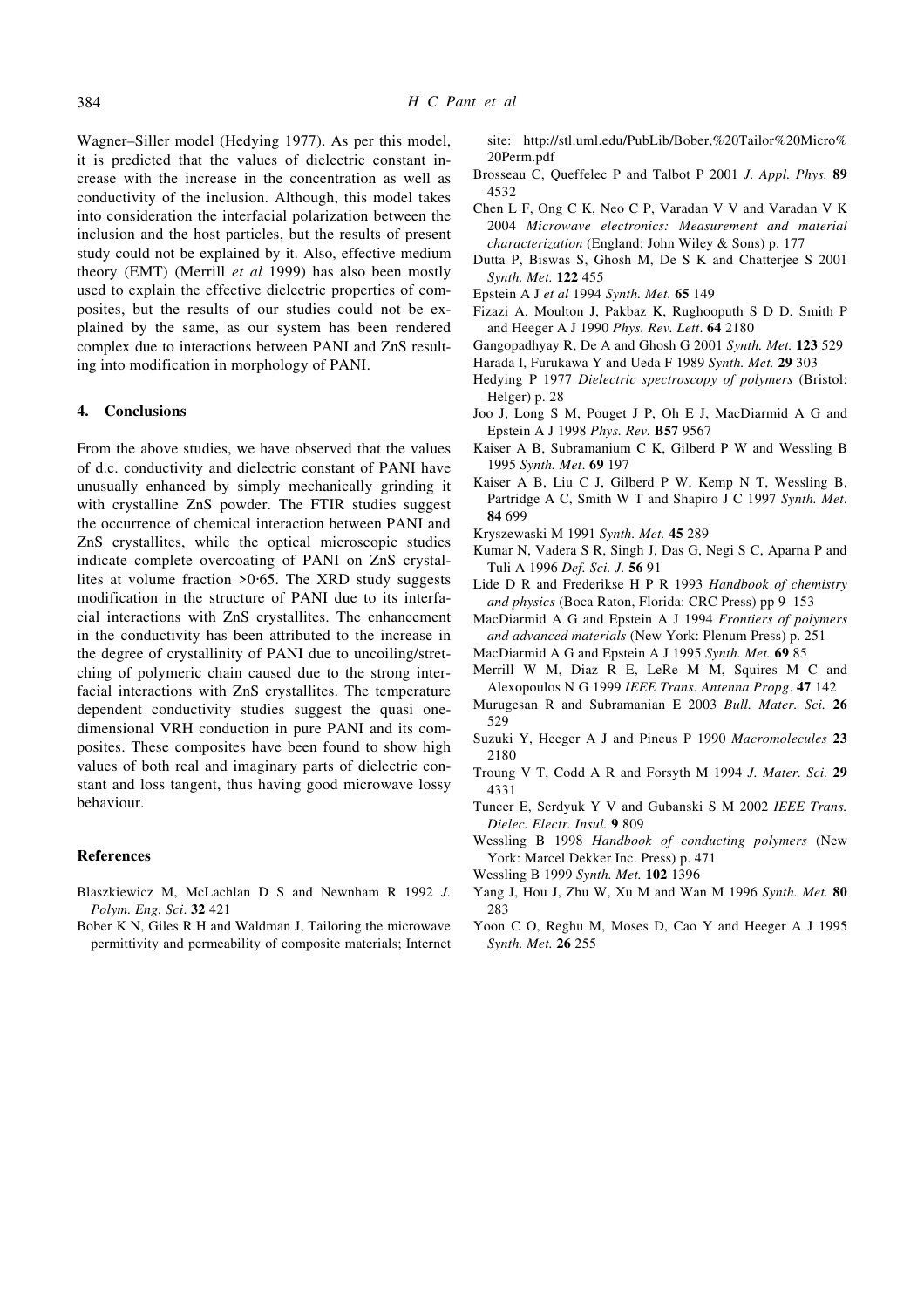Wagner–Siller model (Hedying 1977). As per this model, it is predicted that the values of dielectric constant increase with the increase in the concentration as well as conductivity of the inclusion. Although, this model takes into consideration the interfacial polarization between the inclusion and the host particles, but the results of present study could not be explained by it. Also, effective medium theory (EMT) (Merrill *et al* 1999) has also been mostly used to explain the effective dielectric properties of composites, but the results of our studies could not be explained by the same, as our system has been rendered complex due to interactions between PANI and ZnS resulting into modification in morphology of PANI.

## 4. Conclusions

From the above studies, we have observed that the values of d.c. conductivity and dielectric constant of PANI have unusually enhanced by simply mechanically grinding it with crystalline ZnS powder. The FTIR studies suggest the occurrence of chemical interaction between PANI and ZnS crystallites, while the optical microscopic studies indicate complete overcoating of PANI on ZnS crystallites at volume fraction >0·65. The XRD study suggests modification in the structure of PANI due to its interfacial interactions with ZnS crystallites. The enhancement in the conductivity has been attributed to the increase in the degree of crystallinity of PANI due to uncoiling/stretching of polymeric chain caused due to the strong interfacial interactions with ZnS crystallites. The temperature dependent conductivity studies suggest the quasi one-dimensional VRH conduction in pure PANI and its composites. These composites have been found to show high values of both real and imaginary parts of dielectric constant and loss tangent, thus having good microwave lossy behaviour.

## References

Blaszkiewicz M, McLachlan D S and Newnham R 1992 *J. Polym. Eng. Sci*. **32** 421

Bober K N, Giles R H and Waldman J, Tailoring the microwave permittivity and permeability of composite materials; Internet site: http://stl.uml.edu/PubLib/Bober,%20Tailor%20Micro%20Perm.pdf

Brosseau C, Queffelec P and Talbot P 2001 *J. Appl. Phys.* **89** 4532

Chen L F, Ong C K, Neo C P, Varadan V V and Varadan V K 2004 *Microwave electronics: Measurement and material characterization* (England: John Wiley & Sons) p. 177

Dutta P, Biswas S, Ghosh M, De S K and Chatterjee S 2001 *Synth. Met.* **122** 455

Epstein A J *et al* 1994 *Synth. Met.* **65** 149

Fizazi A, Moulton J, Pakbaz K, Rughooputh S D D, Smith P and Heeger A J 1990 *Phys. Rev. Lett*. **64** 2180

Gangopadhyay R, De A and Ghosh G 2001 *Synth. Met.* **123** 529

Harada I, Furukawa Y and Ueda F 1989 *Synth. Met.* **29** 303

Hedying P 1977 *Dielectric spectroscopy of polymers* (Bristol: Helger) p. 28

Joo J, Long S M, Pouget J P, Oh E J, MacDiarmid A G and Epstein A J 1998 *Phys. Rev.* **B57** 9567

Kaiser A B, Subramanium C K, Gilberd P W and Wessling B 1995 *Synth. Met*. **69** 197

Kaiser A B, Liu C J, Gilberd P W, Kemp N T, Wessling B, Partridge A C, Smith W T and Shapiro J C 1997 *Synth. Met*. **84** 699

Kryszewaski M 1991 *Synth. Met.* **45** 289

Kumar N, Vadera S R, Singh J, Das G, Negi S C, Aparna P and Tuli A 1996 *Def. Sci. J*. **56** 91

Lide D R and Frederikse H P R 1993 *Handbook of chemistry and physics* (Boca Raton, Florida: CRC Press) pp 9–153

MacDiarmid A G and Epstein A J 1994 *Frontiers of polymers and advanced materials* (New York: Plenum Press) p. 251

MacDiarmid A G and Epstein A J 1995 *Synth. Met.* **69** 85

Merrill W M, Diaz R E, LeRe M M, Squires M C and Alexopoulos N G 1999 *IEEE Trans. Antenna Propg*. **47** 142

Murugesan R and Subramanian E 2003 *Bull. Mater. Sci.* **26** 529

Suzuki Y, Heeger A J and Pincus P 1990 *Macromolecules* **23** 2180

Troung V T, Codd A R and Forsyth M 1994 *J. Mater. Sci.* **29** 4331

Tuncer E, Serdyuk Y V and Gubanski S M 2002 *IEEE Trans. Dielec. Electr. Insul.* **9** 809

Wessling B 1998 *Handbook of conducting polymers* (New York: Marcel Dekker Inc. Press) p. 471

Wessling B 1999 *Synth. Met.* **102** 1396

Yang J, Hou J, Zhu W, Xu M and Wan M 1996 *Synth. Met.* **80** 283

Yoon C O, Reghu M, Moses D, Cao Y and Heeger A J 1995 *Synth. Met.* **26** 255